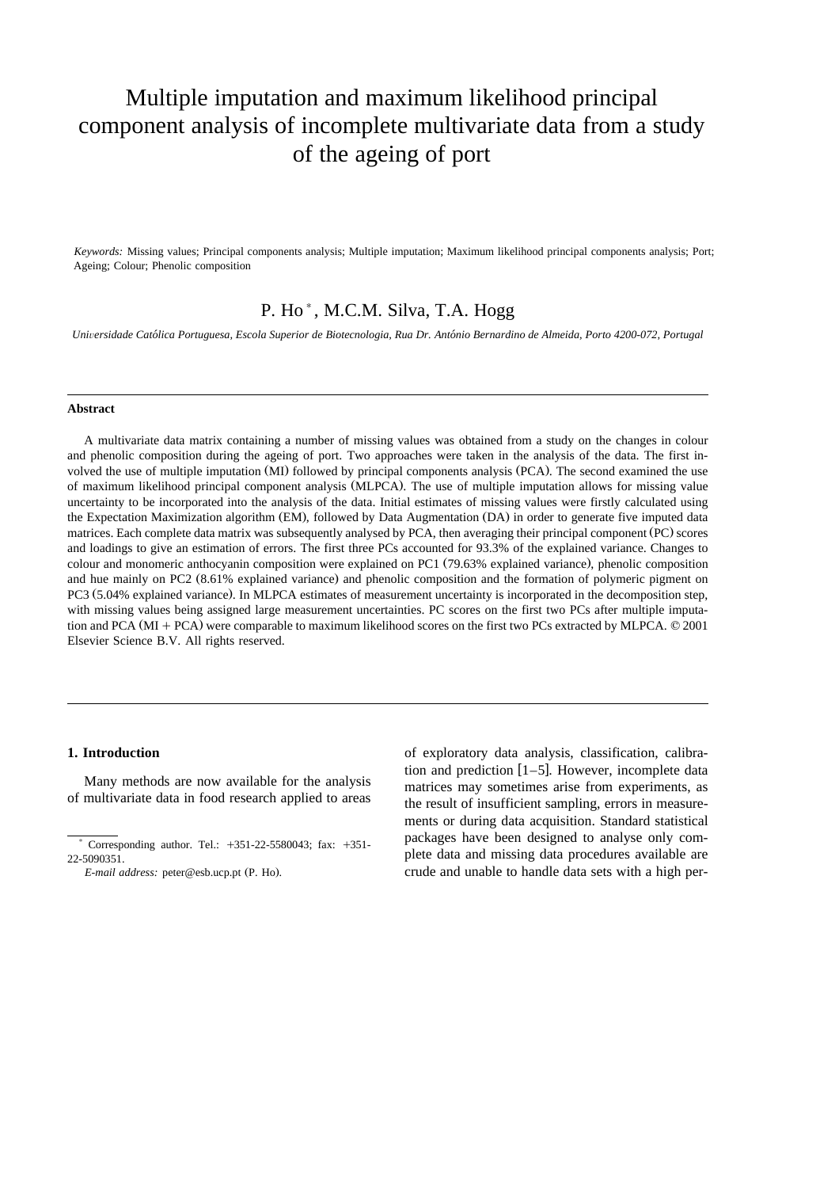# Multiple imputation and maximum likelihood principal component analysis of incomplete multivariate data from a study of the ageing of port

*Keywords:* Missing values; Principal components analysis; Multiple imputation; Maximum likelihood principal components analysis; Port; Ageing; Colour; Phenolic composition

P. Ho *, M.C.M. Silva, T.A. Hogg

*Universidade Católica Portuguesa, Escola Superior de Biotecnologia, Rua Dr. António Bernardino de Almeida, Porto 4200-072, Portugal*

---

**Abstract**

A multivariate data matrix containing a number of missing values was obtained from a study on the changes in colour and phenolic composition during the ageing of port. Two approaches were taken in the analysis of the data. The first involved the use of multiple imputation (MI) followed by principal components analysis (PCA). The second examined the use of maximum likelihood principal component analysis (MLPCA). The use of multiple imputation allows for missing value uncertainty to be incorporated into the analysis of the data. Initial estimates of missing values were firstly calculated using the Expectation Maximization algorithm (EM), followed by Data Augmentation (DA) in order to generate five imputed data matrices. Each complete data matrix was subsequently analysed by PCA, then averaging their principal component (PC) scores and loadings to give an estimation of errors. The first three PCs accounted for 93.3% of the explained variance. Changes to colour and monomeric anthocyanin composition were explained on PC1 (79.63% explained variance), phenolic composition and hue mainly on PC2 (8.61% explained variance) and phenolic composition and the formation of polymeric pigment on PC3 (5.04% explained variance). In MLPCA estimates of measurement uncertainty is incorporated in the decomposition step, with missing values being assigned large measurement uncertainties. PC scores on the first two PCs after multiple imputation and PCA (MI + PCA) were comparable to maximum likelihood scores on the first two PCs extracted by MLPCA. © 2001 Elsevier Science B.V. All rights reserved.

---

## 1. Introduction

Many methods are now available for the analysis of multivariate data in food research applied to areas of exploratory data analysis, classification, calibration and prediction [1–5]. However, incomplete data matrices may sometimes arise from experiments, as the result of insufficient sampling, errors in measurements or during data acquisition. Standard statistical packages have been designed to analyse only complete data and missing data procedures available are crude and unable to handle data sets with a high per-

* Corresponding author. Tel.: +351-22-5580043; fax: +351-22-5090351.

*E-mail address:* peter@esb.ucp.pt (P. Ho).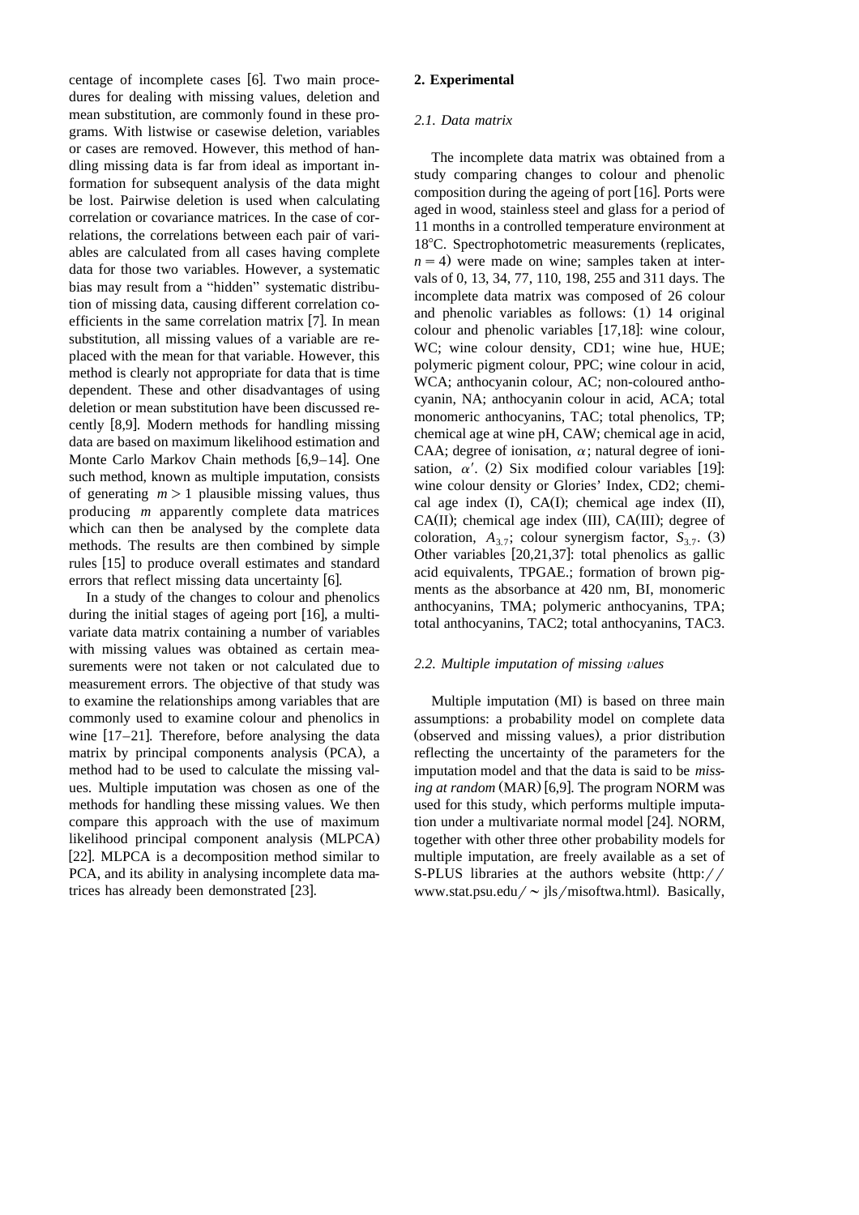centage of incomplete cases [6]. Two main procedures for dealing with missing values, deletion and mean substitution, are commonly found in these programs. With listwise or casewise deletion, variables or cases are removed. However, this method of handling missing data is far from ideal as important information for subsequent analysis of the data might be lost. Pairwise deletion is used when calculating correlation or covariance matrices. In the case of correlations, the correlations between each pair of variables are calculated from all cases having complete data for those two variables. However, a systematic bias may result from a "hidden" systematic distribution of missing data, causing different correlation coefficients in the same correlation matrix [7]. In mean substitution, all missing values of a variable are replaced with the mean for that variable. However, this method is clearly not appropriate for data that is time dependent. These and other disadvantages of using deletion or mean substitution have been discussed recently [8,9]. Modern methods for handling missing data are based on maximum likelihood estimation and Monte Carlo Markov Chain methods [6,9–14]. One such method, known as multiple imputation, consists of generating $m > 1$ plausible missing values, thus producing $m$ apparently complete data matrices which can then be analysed by the complete data methods. The results are then combined by simple rules [15] to produce overall estimates and standard errors that reflect missing data uncertainty [6].

In a study of the changes to colour and phenolics during the initial stages of ageing port [16], a multivariate data matrix containing a number of variables with missing values was obtained as certain measurements were not taken or not calculated due to measurement errors. The objective of that study was to examine the relationships among variables that are commonly used to examine colour and phenolics in wine [17–21]. Therefore, before analysing the data matrix by principal components analysis (PCA), a method had to be used to calculate the missing values. Multiple imputation was chosen as one of the methods for handling these missing values. We then compare this approach with the use of maximum likelihood principal component analysis (MLPCA) [22]. MLPCA is a decomposition method similar to PCA, and its ability in analysing incomplete data matrices has already been demonstrated [23].

## 2. Experimental

### 2.1. Data matrix

The incomplete data matrix was obtained from a study comparing changes to colour and phenolic composition during the ageing of port [16]. Ports were aged in wood, stainless steel and glass for a period of 11 months in a controlled temperature environment at 18°C. Spectrophotometric measurements (replicates, $n = 4$) were made on wine; samples taken at intervals of 0, 13, 34, 77, 110, 198, 255 and 311 days. The incomplete data matrix was composed of 26 colour and phenolic variables as follows: (1) 14 original colour and phenolic variables [17,18]: wine colour, WC; wine colour density, CD1; wine hue, HUE; polymeric pigment colour, PPC; wine colour in acid, WCA; anthocyanin colour, AC; non-coloured anthocyanin, NA; anthocyanin colour in acid, ACA; total monomeric anthocyanins, TAC; total phenolics, TP; chemical age at wine pH, CAW; chemical age in acid, CAA; degree of ionisation, $\alpha$; natural degree of ionisation, $\alpha'$. (2) Six modified colour variables [19]: wine colour density or Glories' Index, CD2; chemical age index (I), CA(I); chemical age index (II), CA(II); chemical age index (III), CA(III); degree of coloration, $A_{3.7}$; colour synergism factor, $S_{3.7}$. (3) Other variables [20,21,37]: total phenolics as gallic acid equivalents, TPGAE.; formation of brown pigments as the absorbance at 420 nm, BI, monomeric anthocyanins, TMA; polymeric anthocyanins, TPA; total anthocyanins, TAC2; total anthocyanins, TAC3.

### 2.2. Multiple imputation of missing values

Multiple imputation (MI) is based on three main assumptions: a probability model on complete data (observed and missing values), a prior distribution reflecting the uncertainty of the parameters for the imputation model and that the data is said to be *missing at random* (MAR) [6,9]. The program NORM was used for this study, which performs multiple imputation under a multivariate normal model [24]. NORM, together with other three other probability models for multiple imputation, are freely available as a set of S-PLUS libraries at the authors website (http://www.stat.psu.edu/~jls/misoftwa.html). Basically,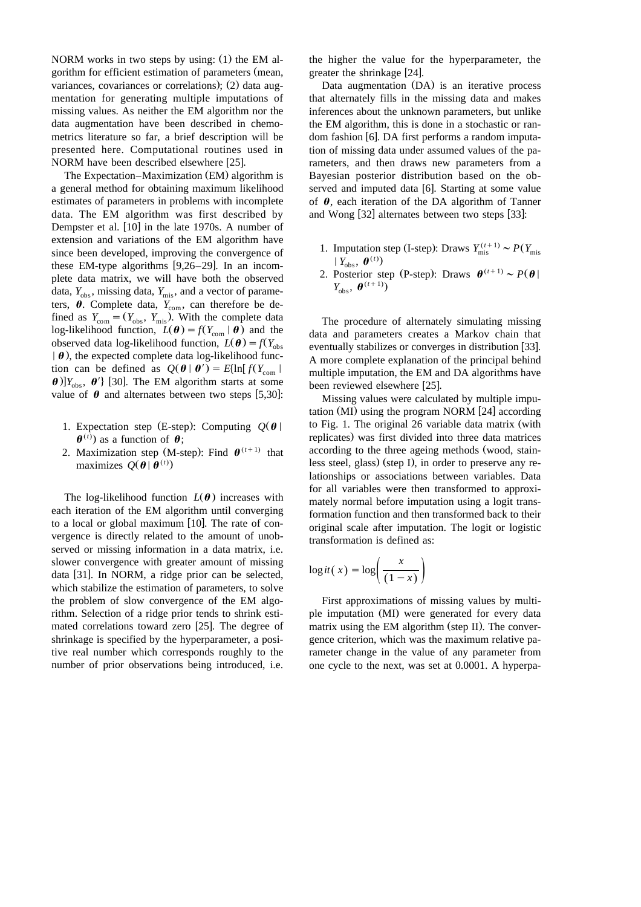NORM works in two steps by using: (1) the EM algorithm for efficient estimation of parameters (mean, variances, covariances or correlations); (2) data augmentation for generating multiple imputations of missing values. As neither the EM algorithm nor the data augmentation have been described in chemometrics literature so far, a brief description will be presented here. Computational routines used in NORM have been described elsewhere [25].

The Expectation–Maximization (EM) algorithm is a general method for obtaining maximum likelihood estimates of parameters in problems with incomplete data. The EM algorithm was first described by Dempster et al. [10] in the late 1970s. A number of extension and variations of the EM algorithm have since been developed, improving the convergence of these EM-type algorithms [9,26–29]. In an incomplete data matrix, we will have both the observed data, $Y_{obs}$, missing data, $Y_{mis}$, and a vector of parameters, $\boldsymbol{\theta}$. Complete data, $Y_{com}$, can therefore be defined as $Y_{com} = (Y_{obs}, Y_{mis})$. With the complete data log-likelihood function, $L(\boldsymbol{\theta}) = f(Y_{com} \mid \boldsymbol{\theta})$ and the observed data log-likelihood function, $L(\boldsymbol{\theta}) = f(Y_{obs} \mid \boldsymbol{\theta})$, the expected complete data log-likelihood function can be defined as $Q(\boldsymbol{\theta} \mid \boldsymbol{\theta}') = E\{\ln[f(Y_{com} \mid \boldsymbol{\theta})]Y_{obs}, \boldsymbol{\theta}'\}$ [30]. The EM algorithm starts at some value of $\boldsymbol{\theta}$ and alternates between two steps [5,30]:

1. Expectation step (E-step): Computing $Q(\boldsymbol{\theta} \mid \boldsymbol{\theta}^{(t)})$ as a function of $\boldsymbol{\theta}$;
2. Maximization step (M-step): Find $\boldsymbol{\theta}^{(t+1)}$ that maximizes $Q(\boldsymbol{\theta} \mid \boldsymbol{\theta}^{(t)})$

The log-likelihood function $L(\boldsymbol{\theta})$ increases with each iteration of the EM algorithm until converging to a local or global maximum [10]. The rate of convergence is directly related to the amount of unobserved or missing information in a data matrix, i.e. slower convergence with greater amount of missing data [31]. In NORM, a ridge prior can be selected, which stabilize the estimation of parameters, to solve the problem of slow convergence of the EM algorithm. Selection of a ridge prior tends to shrink estimated correlations toward zero [25]. The degree of shrinkage is specified by the hyperparameter, a positive real number which corresponds roughly to the number of prior observations being introduced, i.e. the higher the value for the hyperparameter, the greater the shrinkage [24].

Data augmentation (DA) is an iterative process that alternately fills in the missing data and makes inferences about the unknown parameters, but unlike the EM algorithm, this is done in a stochastic or random fashion [6]. DA first performs a random imputation of missing data under assumed values of the parameters, and then draws new parameters from a Bayesian posterior distribution based on the observed and imputed data [6]. Starting at some value of $\boldsymbol{\theta}$, each iteration of the DA algorithm of Tanner and Wong [32] alternates between two steps [33]:

1. Imputation step (I-step): Draws $Y_{mis}^{(t+1)} \sim P(Y_{mis} \mid Y_{obs}, \boldsymbol{\theta}^{(t)})$
2. Posterior step (P-step): Draws $\boldsymbol{\theta}^{(t+1)} \sim P(\boldsymbol{\theta} \mid Y_{obs}, \boldsymbol{\theta}^{(t+1)})$

The procedure of alternately simulating missing data and parameters creates a Markov chain that eventually stabilizes or converges in distribution [33]. A more complete explanation of the principal behind multiple imputation, the EM and DA algorithms have been reviewed elsewhere [25].

Missing values were calculated by multiple imputation (MI) using the program NORM [24] according to Fig. 1. The original 26 variable data matrix (with replicates) was first divided into three data matrices according to the three ageing methods (wood, stainless steel, glass) (step I), in order to preserve any relationships or associations between variables. Data for all variables were then transformed to approximately normal before imputation using a logit transformation function and then transformed back to their original scale after imputation. The logit or logistic transformation is defined as:

$$\log it(x) = \log\left(\frac{x}{(1-x)}\right)$$

First approximations of missing values by multiple imputation (MI) were generated for every data matrix using the EM algorithm (step II). The convergence criterion, which was the maximum relative parameter change in the value of any parameter from one cycle to the next, was set at 0.0001. A hyperpa-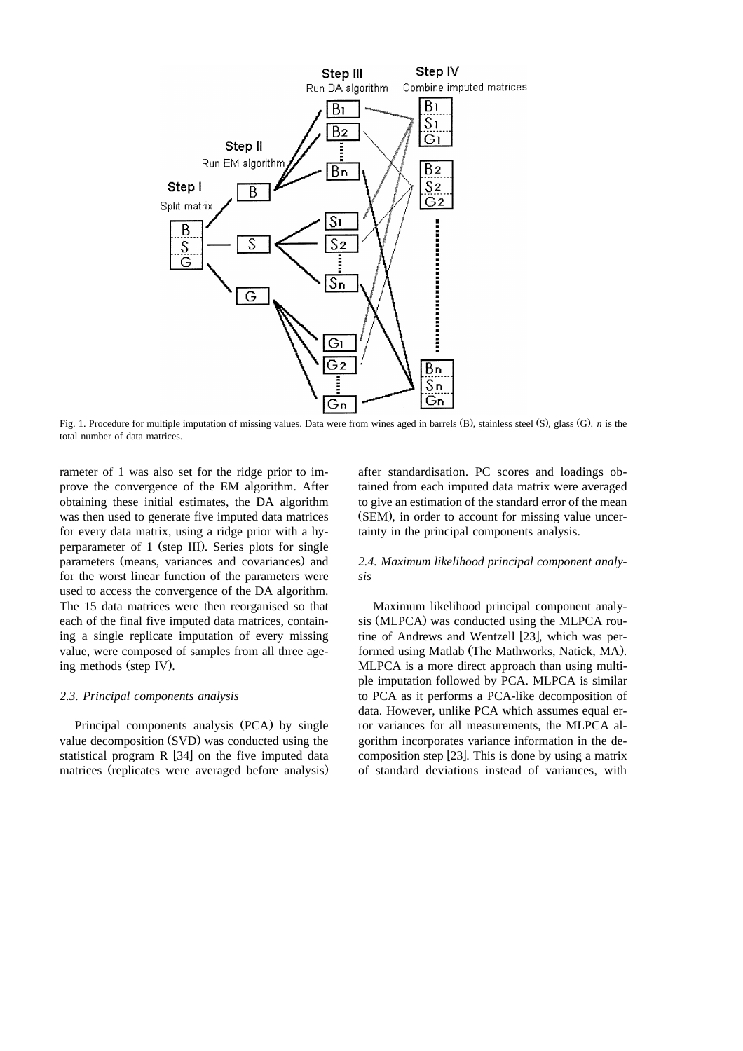Fig. 1. Procedure for multiple imputation of missing values. Data were from wines aged in barrels (B), stainless steel (S), glass (G). *n* is the total number of data matrices.

rameter of 1 was also set for the ridge prior to improve the convergence of the EM algorithm. After obtaining these initial estimates, the DA algorithm was then used to generate five imputed data matrices for every data matrix, using a ridge prior with a hyperparameter of 1 (step III). Series plots for single parameters (means, variances and covariances) and for the worst linear function of the parameters were used to access the convergence of the DA algorithm. The 15 data matrices were then reorganised so that each of the final five imputed data matrices, containing a single replicate imputation of every missing value, were composed of samples from all three ageing methods (step IV).

### *2.3. Principal components analysis*

Principal components analysis (PCA) by single value decomposition (SVD) was conducted using the statistical program R [34] on the five imputed data matrices (replicates were averaged before analysis) after standardisation. PC scores and loadings obtained from each imputed data matrix were averaged to give an estimation of the standard error of the mean (SEM), in order to account for missing value uncertainty in the principal components analysis.

### *2.4. Maximum likelihood principal component analysis*

Maximum likelihood principal component analysis (MLPCA) was conducted using the MLPCA routine of Andrews and Wentzell [23], which was performed using Matlab (The Mathworks, Natick, MA). MLPCA is a more direct approach than using multiple imputation followed by PCA. MLPCA is similar to PCA as it performs a PCA-like decomposition of data. However, unlike PCA which assumes equal error variances for all measurements, the MLPCA algorithm incorporates variance information in the decomposition step [23]. This is done by using a matrix of standard deviations instead of variances, with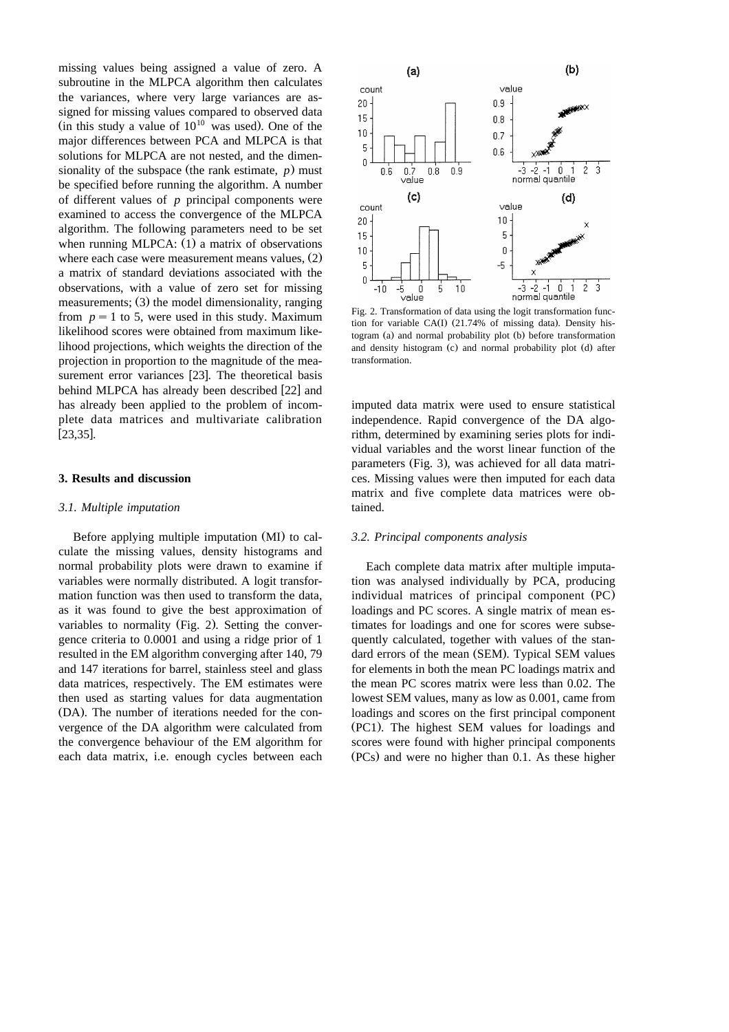missing values being assigned a value of zero. A subroutine in the MLPCA algorithm then calculates the variances, where very large variances are assigned for missing values compared to observed data (in this study a value of $10^{10}$ was used). One of the major differences between PCA and MLPCA is that solutions for MLPCA are not nested, and the dimensionality of the subspace (the rank estimate, $p$) must be specified before running the algorithm. A number of different values of $p$ principal components were examined to access the convergence of the MLPCA algorithm. The following parameters need to be set when running MLPCA: (1) a matrix of observations where each case were measurement means values, (2) a matrix of standard deviations associated with the observations, with a value of zero set for missing measurements; (3) the model dimensionality, ranging from $p = 1$ to 5, were used in this study. Maximum likelihood scores were obtained from maximum likelihood projections, which weights the direction of the projection in proportion to the magnitude of the measurement error variances [23]. The theoretical basis behind MLPCA has already been described [22] and has already been applied to the problem of incomplete data matrices and multivariate calibration [23,35].

## 3. Results and discussion

### 3.1. Multiple imputation

Before applying multiple imputation (MI) to calculate the missing values, density histograms and normal probability plots were drawn to examine if variables were normally distributed. A logit transformation function was then used to transform the data, as it was found to give the best approximation of variables to normality (Fig. 2). Setting the convergence criteria to 0.0001 and using a ridge prior of 1 resulted in the EM algorithm converging after 140, 79 and 147 iterations for barrel, stainless steel and glass data matrices, respectively. The EM estimates were then used as starting values for data augmentation (DA). The number of iterations needed for the convergence of the DA algorithm were calculated from the convergence behaviour of the EM algorithm for each data matrix, i.e. enough cycles between each imputed data matrix were used to ensure statistical independence. Rapid convergence of the DA algorithm, determined by examining series plots for individual variables and the worst linear function of the parameters (Fig. 3), was achieved for all data matrices. Missing values were then imputed for each data matrix and five complete data matrices were obtained.

Fig. 2. Transformation of data using the logit transformation function for variable CA(I) (21.74% of missing data). Density histogram (a) and normal probability plot (b) before transformation and density histogram (c) and normal probability plot (d) after transformation.

### 3.2. Principal components analysis

Each complete data matrix after multiple imputation was analysed individually by PCA, producing individual matrices of principal component (PC) loadings and PC scores. A single matrix of mean estimates for loadings and one for scores were subsequently calculated, together with values of the standard errors of the mean (SEM). Typical SEM values for elements in both the mean PC loadings matrix and the mean PC scores matrix were less than 0.02. The lowest SEM values, many as low as 0.001, came from loadings and scores on the first principal component (PC1). The highest SEM values for loadings and scores were found with higher principal components (PCs) and were no higher than 0.1. As these higher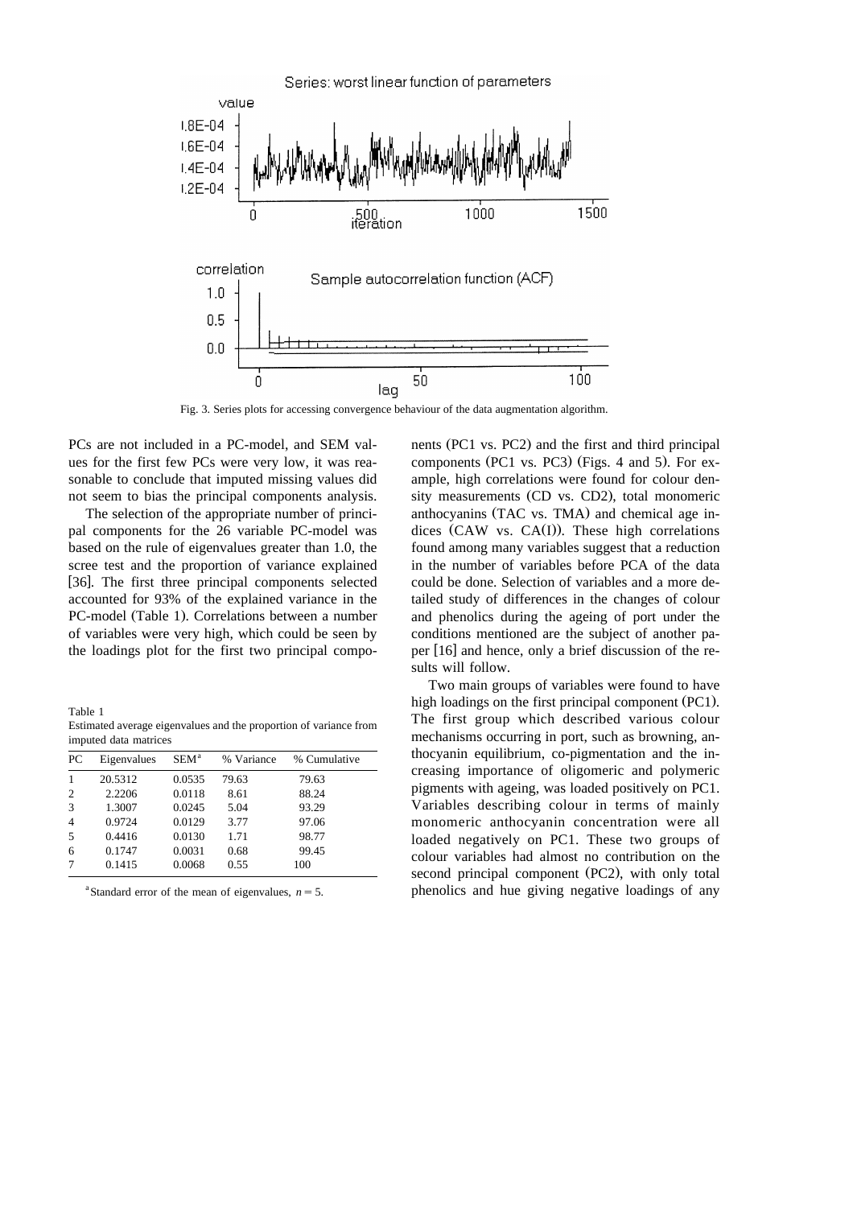Fig. 3. Series plots for accessing convergence behaviour of the data augmentation algorithm.

PCs are not included in a PC-model, and SEM values for the first few PCs were very low, it was reasonable to conclude that imputed missing values did not seem to bias the principal components analysis.

The selection of the appropriate number of principal components for the 26 variable PC-model was based on the rule of eigenvalues greater than 1.0, the scree test and the proportion of variance explained [36]. The first three principal components selected accounted for 93% of the explained variance in the PC-model (Table 1). Correlations between a number of variables were very high, which could be seen by the loadings plot for the first two principal components (PC1 vs. PC2) and the first and third principal components (PC1 vs. PC3) (Figs. 4 and 5). For example, high correlations were found for colour density measurements (CD vs. CD2), total monomeric anthocyanins (TAC vs. TMA) and chemical age indices (CAW vs. CA(I)). These high correlations found among many variables suggest that a reduction in the number of variables before PCA of the data could be done. Selection of variables and a more detailed study of differences in the changes of colour and phenolics during the ageing of port under the conditions mentioned are the subject of another paper [16] and hence, only a brief discussion of the results will follow.

Table 1
Estimated average eigenvalues and the proportion of variance from imputed data matrices

| PC | Eigenvalues | SEM[a] | % Variance | % Cumulative |
|---|---|---|---|---|
| 1 | 20.5312 | 0.0535 | 79.63 | 79.63 |
| 2 | 2.2206 | 0.0118 | 8.61 | 88.24 |
| 3 | 1.3007 | 0.0245 | 5.04 | 93.29 |
| 4 | 0.9724 | 0.0129 | 3.77 | 97.06 |
| 5 | 0.4416 | 0.0130 | 1.71 | 98.77 |
| 6 | 0.1747 | 0.0031 | 0.68 | 99.45 |
| 7 | 0.1415 | 0.0068 | 0.55 | 100 |

[a] Standard error of the mean of eigenvalues, $n = 5$.

Two main groups of variables were found to have high loadings on the first principal component (PC1). The first group which described various colour mechanisms occurring in port, such as browning, anthocyanin equilibrium, co-pigmentation and the increasing importance of oligomeric and polymeric pigments with ageing, was loaded positively on PC1. Variables describing colour in terms of mainly monomeric anthocyanin concentration were all loaded negatively on PC1. These two groups of colour variables had almost no contribution on the second principal component (PC2), with only total phenolics and hue giving negative loadings of any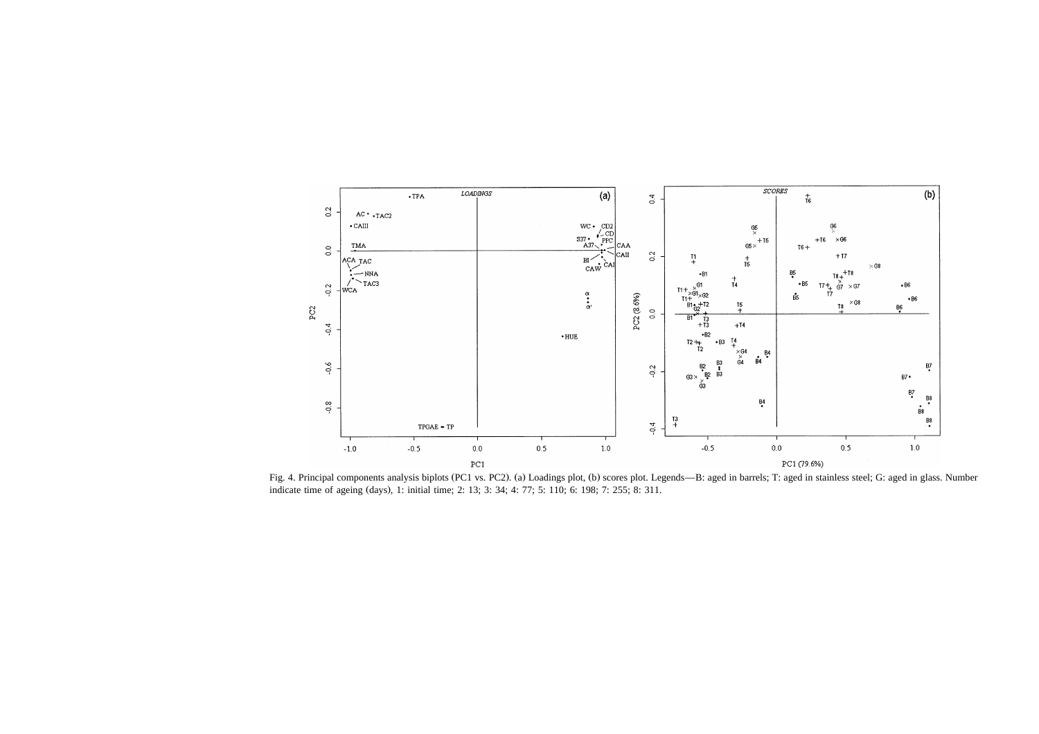Fig. 4. Principal components analysis biplots (PC1 vs. PC2). (a) Loadings plot, (b) scores plot. Legends—B: aged in barrels; T: aged in stainless steel; G: aged in glass. Number indicate time of ageing (days), 1: initial time; 2: 13; 3: 34; 4: 77; 5: 110; 6: 198; 7: 255; 8: 311.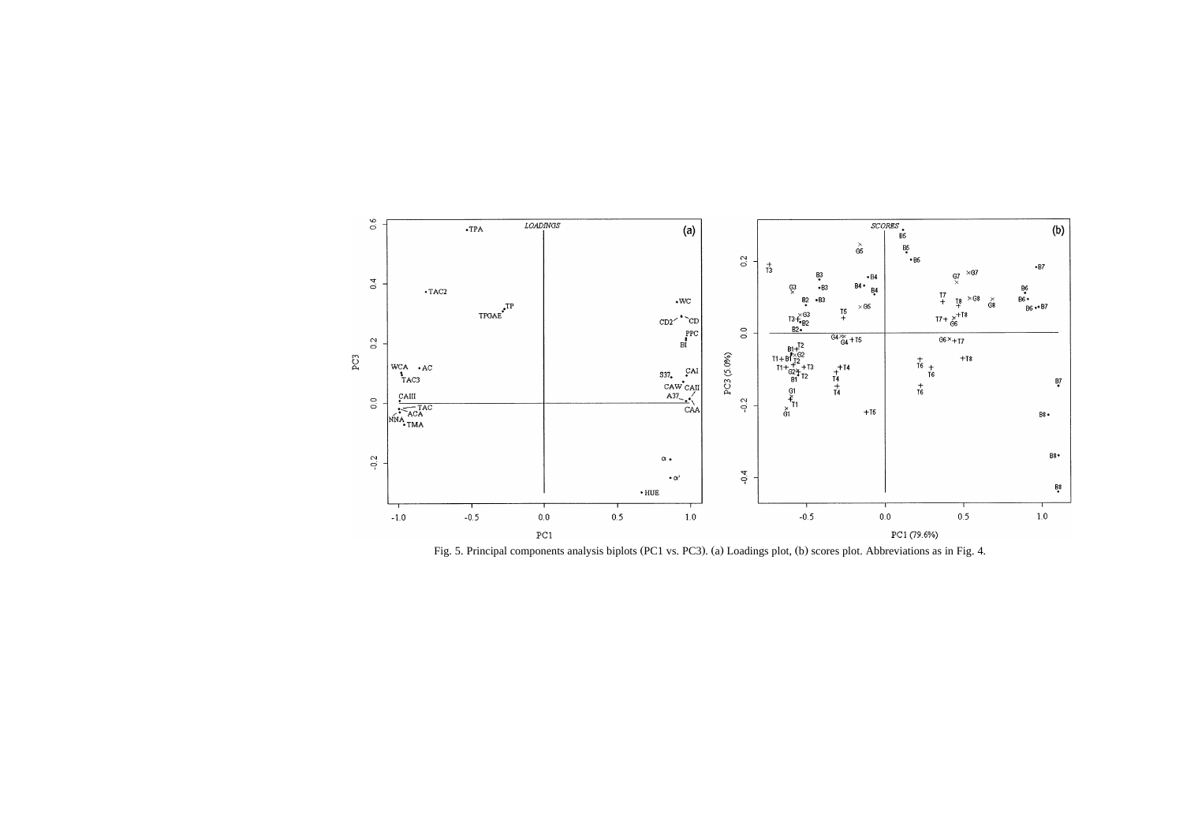Fig. 5. Principal components analysis biplots (PC1 vs. PC3). (a) Loadings plot, (b) scores plot. Abbreviations as in Fig. 4.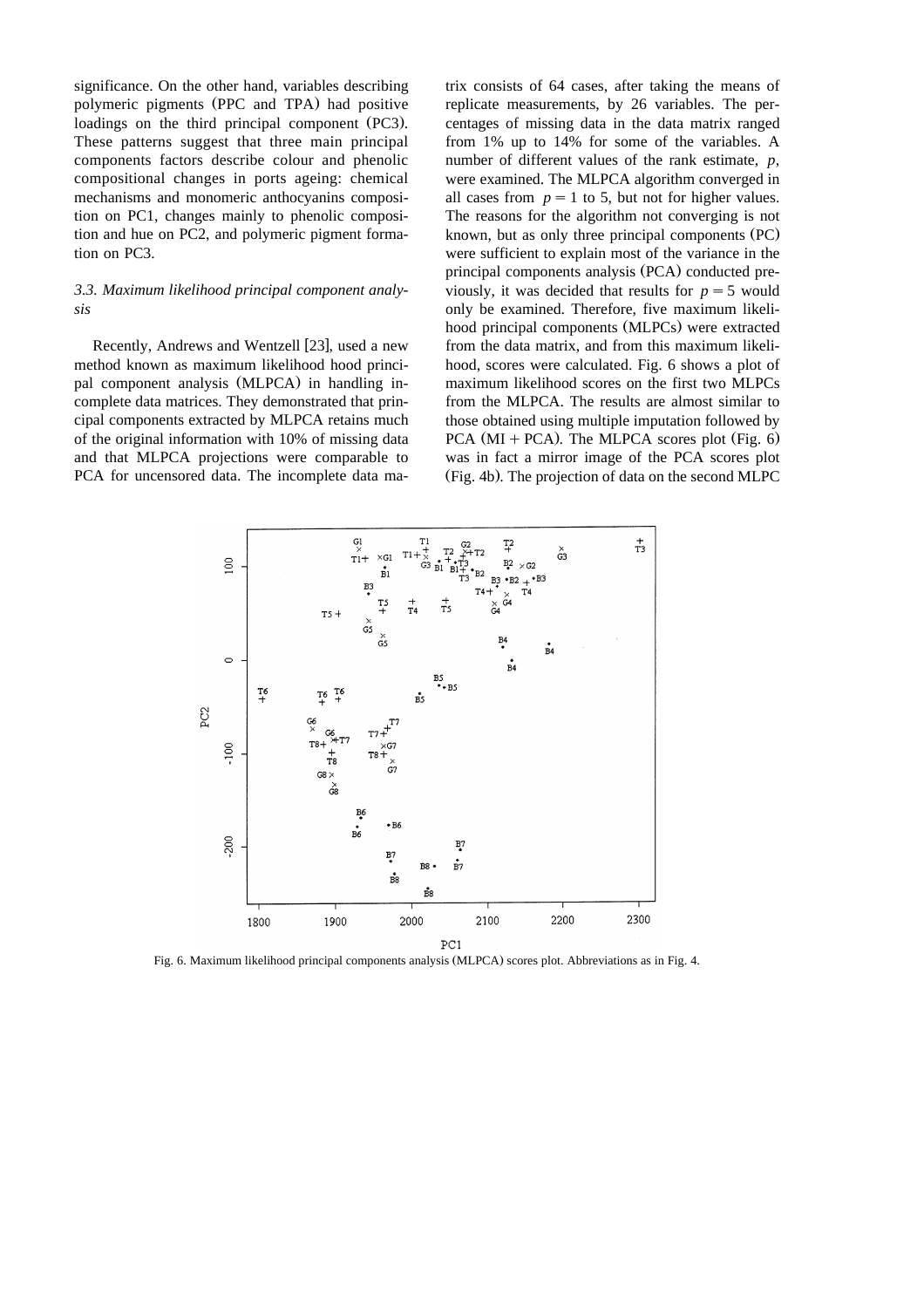significance. On the other hand, variables describing polymeric pigments (PPC and TPA) had positive loadings on the third principal component (PC3). These patterns suggest that three main principal components factors describe colour and phenolic compositional changes in ports ageing: chemical mechanisms and monomeric anthocyanins composition on PC1, changes mainly to phenolic composition and hue on PC2, and polymeric pigment formation on PC3.

### *3.3. Maximum likelihood principal component analysis*

Recently, Andrews and Wentzell [23], used a new method known as maximum likelihood hood principal component analysis (MLPCA) in handling incomplete data matrices. They demonstrated that principal components extracted by MLPCA retains much of the original information with 10% of missing data and that MLPCA projections were comparable to PCA for uncensored data. The incomplete data matrix consists of 64 cases, after taking the means of replicate measurements, by 26 variables. The percentages of missing data in the data matrix ranged from 1% up to 14% for some of the variables. A number of different values of the rank estimate, $p$, were examined. The MLPCA algorithm converged in all cases from $p = 1$ to 5, but not for higher values. The reasons for the algorithm not converging is not known, but as only three principal components (PC) were sufficient to explain most of the variance in the principal components analysis (PCA) conducted previously, it was decided that results for $p = 5$ would only be examined. Therefore, five maximum likelihood principal components (MLPCs) were extracted from the data matrix, and from this maximum likelihood, scores were calculated. Fig. 6 shows a plot of maximum likelihood scores on the first two MLPCs from the MLPCA. The results are almost similar to those obtained using multiple imputation followed by PCA (MI + PCA). The MLPCA scores plot (Fig. 6) was in fact a mirror image of the PCA scores plot (Fig. 4b). The projection of data on the second MLPC

Fig. 6. Maximum likelihood principal components analysis (MLPCA) scores plot. Abbreviations as in Fig. 4.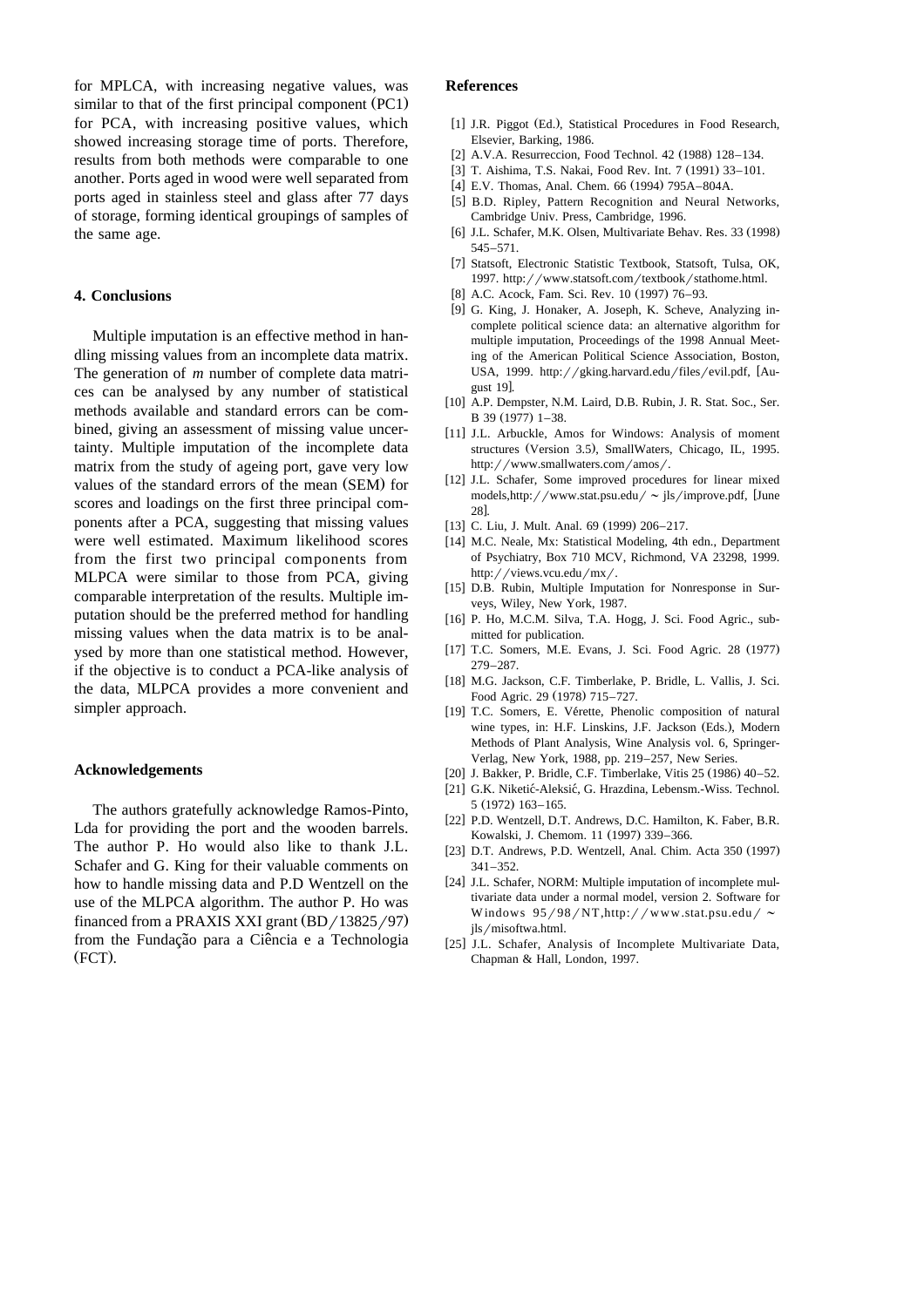for MPLCA, with increasing negative values, was similar to that of the first principal component (PC1) for PCA, with increasing positive values, which showed increasing storage time of ports. Therefore, results from both methods were comparable to one another. Ports aged in wood were well separated from ports aged in stainless steel and glass after 77 days of storage, forming identical groupings of samples of the same age.

## 4. Conclusions

Multiple imputation is an effective method in handling missing values from an incomplete data matrix. The generation of *m* number of complete data matrices can be analysed by any number of statistical methods available and standard errors can be combined, giving an assessment of missing value uncertainty. Multiple imputation of the incomplete data matrix from the study of ageing port, gave very low values of the standard errors of the mean (SEM) for scores and loadings on the first three principal components after a PCA, suggesting that missing values were well estimated. Maximum likelihood scores from the first two principal components from MLPCA were similar to those from PCA, giving comparable interpretation of the results. Multiple imputation should be the preferred method for handling missing values when the data matrix is to be analysed by more than one statistical method. However, if the objective is to conduct a PCA-like analysis of the data, MLPCA provides a more convenient and simpler approach.

## Acknowledgements

The authors gratefully acknowledge Ramos-Pinto, Lda for providing the port and the wooden barrels. The author P. Ho would also like to thank J.L. Schafer and G. King for their valuable comments on how to handle missing data and P.D Wentzell on the use of the MLPCA algorithm. The author P. Ho was financed from a PRAXIS XXI grant (BD/13825/97) from the Fundação para a Ciência e a Technologia (FCT).

## References

[1] J.R. Piggot (Ed.), Statistical Procedures in Food Research, Elsevier, Barking, 1986.

[2] A.V.A. Resurreccion, Food Technol. 42 (1988) 128–134.

[3] T. Aishima, T.S. Nakai, Food Rev. Int. 7 (1991) 33–101.

[4] E.V. Thomas, Anal. Chem. 66 (1994) 795A–804A.

[5] B.D. Ripley, Pattern Recognition and Neural Networks, Cambridge Univ. Press, Cambridge, 1996.

[6] J.L. Schafer, M.K. Olsen, Multivariate Behav. Res. 33 (1998) 545–571.

[7] Statsoft, Electronic Statistic Textbook, Statsoft, Tulsa, OK, 1997. http://www.statsoft.com/textbook/stathome.html.

[8] A.C. Acock, Fam. Sci. Rev. 10 (1997) 76–93.

[9] G. King, J. Honaker, A. Joseph, K. Scheve, Analyzing incomplete political science data: an alternative algorithm for multiple imputation, Proceedings of the 1998 Annual Meeting of the American Political Science Association, Boston, USA, 1999. http://gking.harvard.edu/files/evil.pdf, [August 19].

[10] A.P. Dempster, N.M. Laird, D.B. Rubin, J. R. Stat. Soc., Ser. B 39 (1977) 1–38.

[11] J.L. Arbuckle, Amos for Windows: Analysis of moment structures (Version 3.5), SmallWaters, Chicago, IL, 1995. http://www.smallwaters.com/amos/.

[12] J.L. Schafer, Some improved procedures for linear mixed models,http://www.stat.psu.edu/~jls/improve.pdf, [June 28].

[13] C. Liu, J. Mult. Anal. 69 (1999) 206–217.

[14] M.C. Neale, Mx: Statistical Modeling, 4th edn., Department of Psychiatry, Box 710 MCV, Richmond, VA 23298, 1999. http://views.vcu.edu/mx/.

[15] D.B. Rubin, Multiple Imputation for Nonresponse in Surveys, Wiley, New York, 1987.

[16] P. Ho, M.C.M. Silva, T.A. Hogg, J. Sci. Food Agric., submitted for publication.

[17] T.C. Somers, M.E. Evans, J. Sci. Food Agric. 28 (1977) 279–287.

[18] M.G. Jackson, C.F. Timberlake, P. Bridle, L. Vallis, J. Sci. Food Agric. 29 (1978) 715–727.

[19] T.C. Somers, E. Vérette, Phenolic composition of natural wine types, in: H.F. Linskins, J.F. Jackson (Eds.), Modern Methods of Plant Analysis, Wine Analysis vol. 6, Springer-Verlag, New York, 1988, pp. 219–257, New Series.

[20] J. Bakker, P. Bridle, C.F. Timberlake, Vitis 25 (1986) 40–52.

[21] G.K. Niketić-Aleksić, G. Hrazdina, Lebensm.-Wiss. Technol. 5 (1972) 163–165.

[22] P.D. Wentzell, D.T. Andrews, D.C. Hamilton, K. Faber, B.R. Kowalski, J. Chemom. 11 (1997) 339–366.

[23] D.T. Andrews, P.D. Wentzell, Anal. Chim. Acta 350 (1997) 341–352.

[24] J.L. Schafer, NORM: Multiple imputation of incomplete multivariate data under a normal model, version 2. Software for Windows 95/98/NT,http://www.stat.psu.edu/~jls/misoftwa.html.

[25] J.L. Schafer, Analysis of Incomplete Multivariate Data, Chapman & Hall, London, 1997.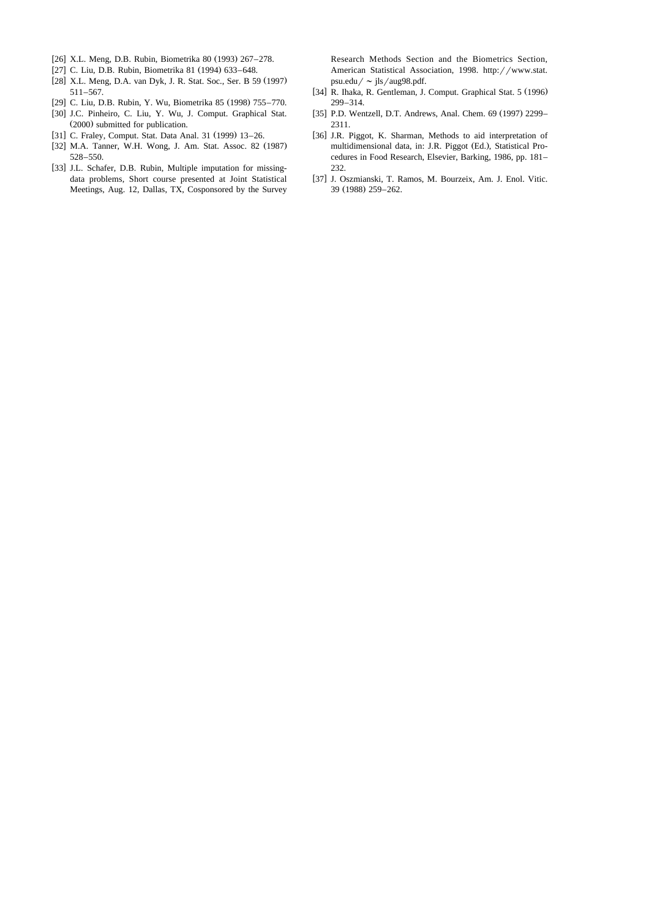[26] X.L. Meng, D.B. Rubin, Biometrika 80 (1993) 267–278.

[27] C. Liu, D.B. Rubin, Biometrika 81 (1994) 633–648.

[28] X.L. Meng, D.A. van Dyk, J. R. Stat. Soc., Ser. B 59 (1997) 511–567.

[29] C. Liu, D.B. Rubin, Y. Wu, Biometrika 85 (1998) 755–770.

[30] J.C. Pinheiro, C. Liu, Y. Wu, J. Comput. Graphical Stat. (2000) submitted for publication.

[31] C. Fraley, Comput. Stat. Data Anal. 31 (1999) 13–26.

[32] M.A. Tanner, W.H. Wong, J. Am. Stat. Assoc. 82 (1987) 528–550.

[33] J.L. Schafer, D.B. Rubin, Multiple imputation for missing-data problems, Short course presented at Joint Statistical Meetings, Aug. 12, Dallas, TX, Cosponsored by the Survey Research Methods Section and the Biometrics Section, American Statistical Association, 1998. http://www.stat.psu.edu/~jls/aug98.pdf.

[34] R. Ihaka, R. Gentleman, J. Comput. Graphical Stat. 5 (1996) 299–314.

[35] P.D. Wentzell, D.T. Andrews, Anal. Chem. 69 (1997) 2299–2311.

[36] J.R. Piggot, K. Sharman, Methods to aid interpretation of multidimensional data, in: J.R. Piggot (Ed.), Statistical Procedures in Food Research, Elsevier, Barking, 1986, pp. 181–232.

[37] J. Oszmianski, T. Ramos, M. Bourzeix, Am. J. Enol. Vitic. 39 (1988) 259–262.